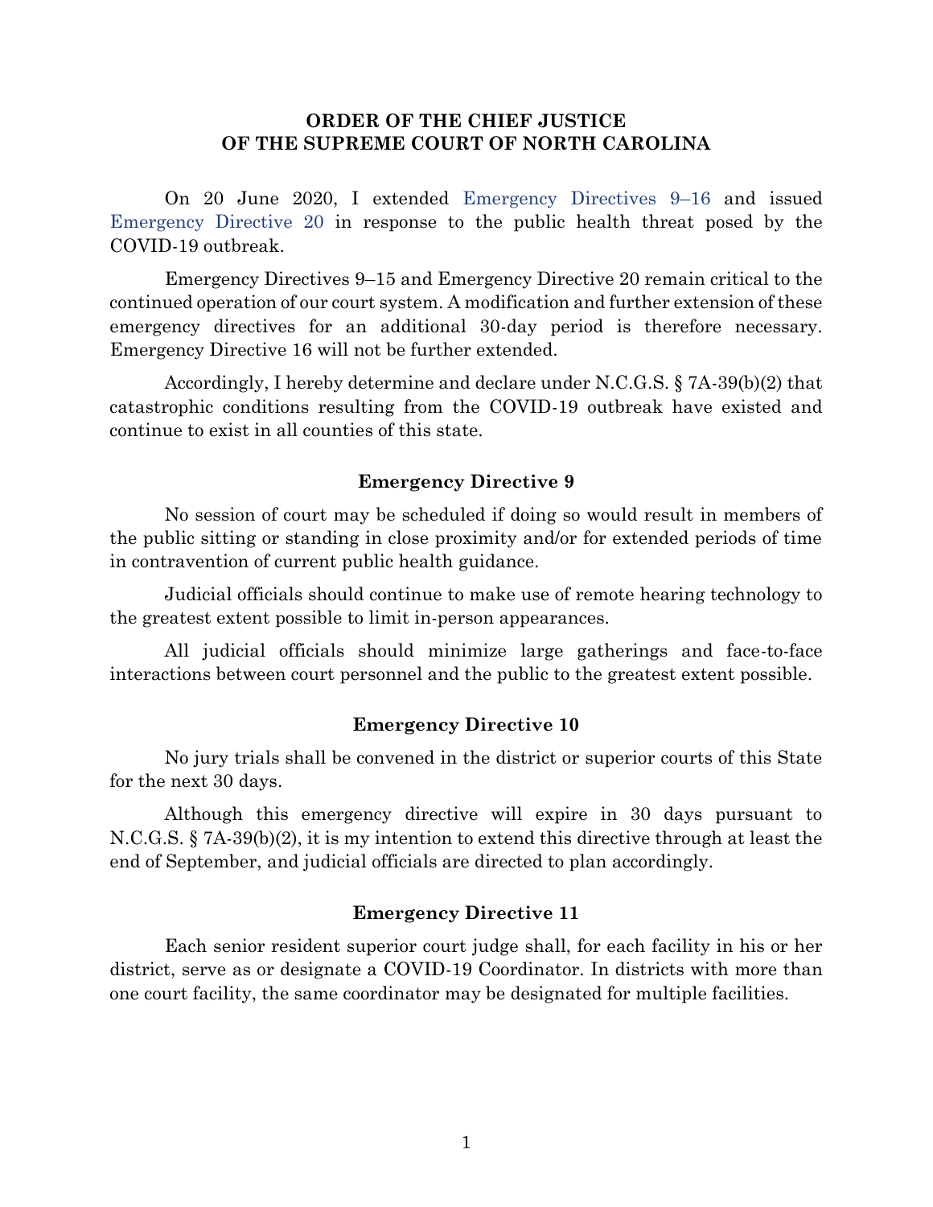**ORDER OF THE CHIEF JUSTICE**
**OF THE SUPREME COURT OF NORTH CAROLINA**

On 20 June 2020, I extended Emergency Directives 9–16 and issued Emergency Directive 20 in response to the public health threat posed by the COVID-19 outbreak.

Emergency Directives 9–15 and Emergency Directive 20 remain critical to the continued operation of our court system. A modification and further extension of these emergency directives for an additional 30-day period is therefore necessary. Emergency Directive 16 will not be further extended.

Accordingly, I hereby determine and declare under N.C.G.S. § 7A-39(b)(2) that catastrophic conditions resulting from the COVID-19 outbreak have existed and continue to exist in all counties of this state.

**Emergency Directive 9**

No session of court may be scheduled if doing so would result in members of the public sitting or standing in close proximity and/or for extended periods of time in contravention of current public health guidance.

Judicial officials should continue to make use of remote hearing technology to the greatest extent possible to limit in-person appearances.

All judicial officials should minimize large gatherings and face-to-face interactions between court personnel and the public to the greatest extent possible.

**Emergency Directive 10**

No jury trials shall be convened in the district or superior courts of this State for the next 30 days.

Although this emergency directive will expire in 30 days pursuant to N.C.G.S. § 7A-39(b)(2), it is my intention to extend this directive through at least the end of September, and judicial officials are directed to plan accordingly.

**Emergency Directive 11**

Each senior resident superior court judge shall, for each facility in his or her district, serve as or designate a COVID-19 Coordinator. In districts with more than one court facility, the same coordinator may be designated for multiple facilities.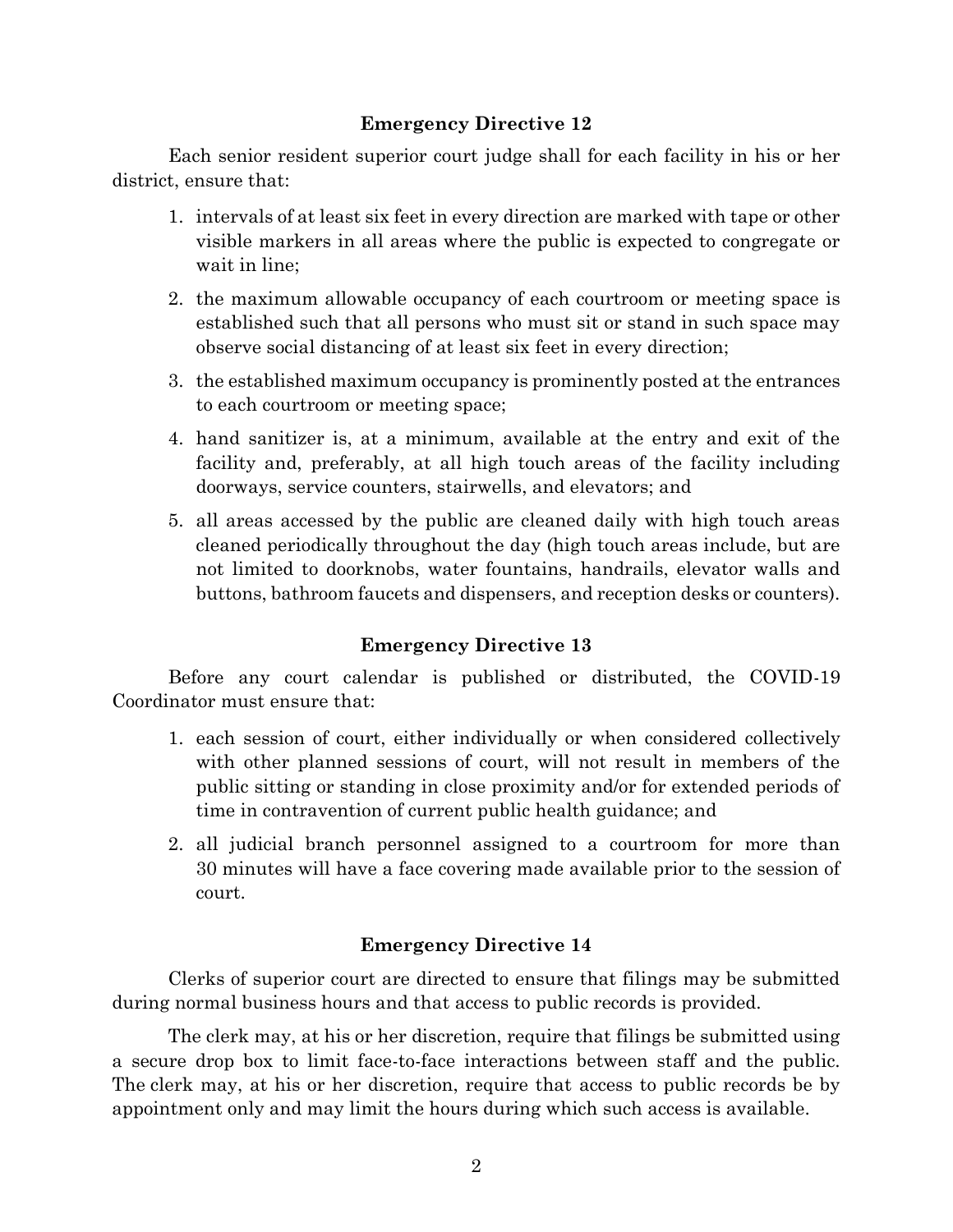### Emergency Directive 12

Each senior resident superior court judge shall for each facility in his or her district, ensure that:

1. intervals of at least six feet in every direction are marked with tape or other visible markers in all areas where the public is expected to congregate or wait in line;
2. the maximum allowable occupancy of each courtroom or meeting space is established such that all persons who must sit or stand in such space may observe social distancing of at least six feet in every direction;
3. the established maximum occupancy is prominently posted at the entrances to each courtroom or meeting space;
4. hand sanitizer is, at a minimum, available at the entry and exit of the facility and, preferably, at all high touch areas of the facility including doorways, service counters, stairwells, and elevators; and
5. all areas accessed by the public are cleaned daily with high touch areas cleaned periodically throughout the day (high touch areas include, but are not limited to doorknobs, water fountains, handrails, elevator walls and buttons, bathroom faucets and dispensers, and reception desks or counters).

### Emergency Directive 13

Before any court calendar is published or distributed, the COVID-19 Coordinator must ensure that:

1. each session of court, either individually or when considered collectively with other planned sessions of court, will not result in members of the public sitting or standing in close proximity and/or for extended periods of time in contravention of current public health guidance; and
2. all judicial branch personnel assigned to a courtroom for more than 30 minutes will have a face covering made available prior to the session of court.

### Emergency Directive 14

Clerks of superior court are directed to ensure that filings may be submitted during normal business hours and that access to public records is provided.

The clerk may, at his or her discretion, require that filings be submitted using a secure drop box to limit face-to-face interactions between staff and the public. The clerk may, at his or her discretion, require that access to public records be by appointment only and may limit the hours during which such access is available.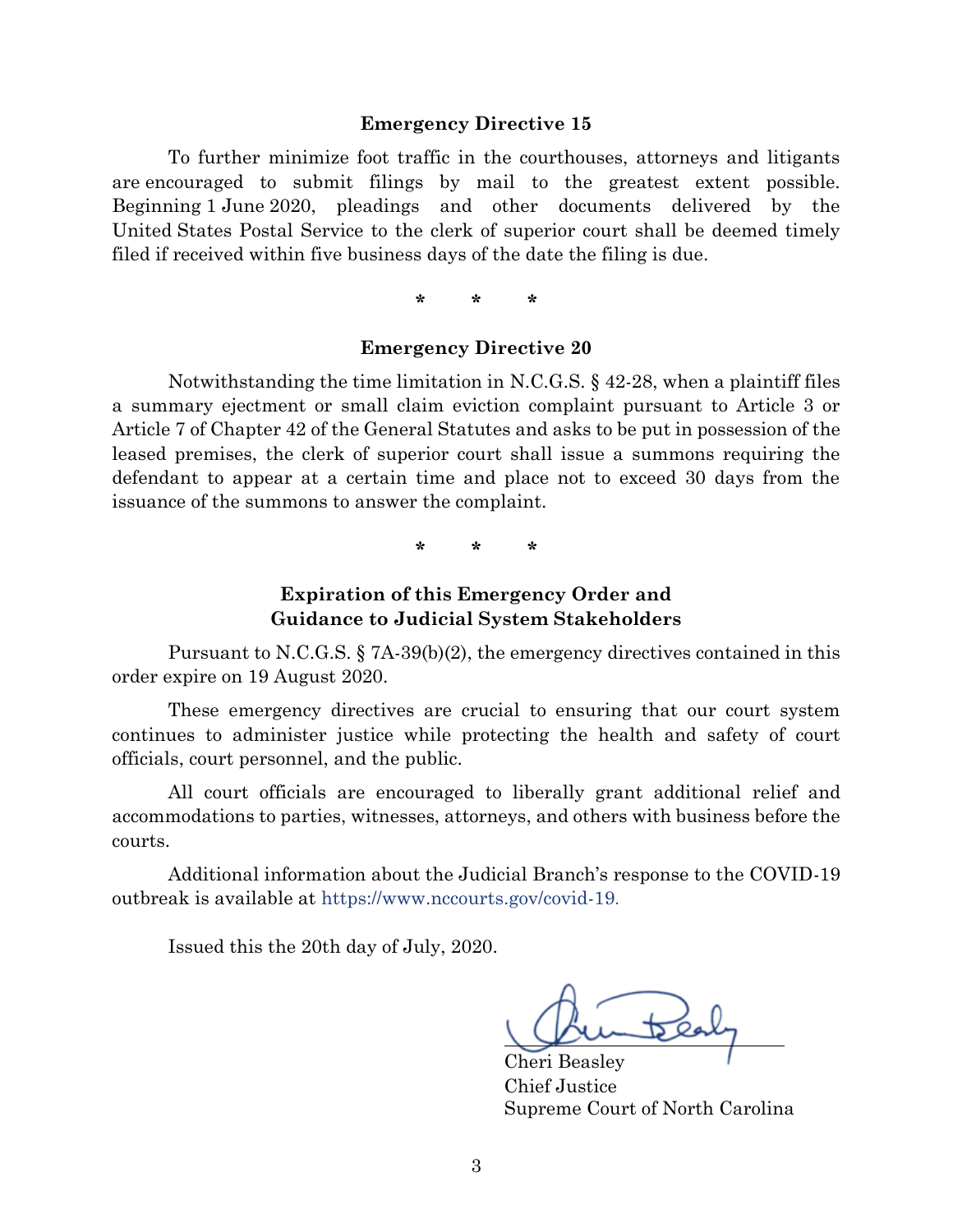**Emergency Directive 15**

To further minimize foot traffic in the courthouses, attorneys and litigants are encouraged to submit filings by mail to the greatest extent possible. Beginning 1 June 2020, pleadings and other documents delivered by the United States Postal Service to the clerk of superior court shall be deemed timely filed if received within five business days of the date the filing is due.

\*     \*     \*

**Emergency Directive 20**

Notwithstanding the time limitation in N.C.G.S. § 42-28, when a plaintiff files a summary ejectment or small claim eviction complaint pursuant to Article 3 or Article 7 of Chapter 42 of the General Statutes and asks to be put in possession of the leased premises, the clerk of superior court shall issue a summons requiring the defendant to appear at a certain time and place not to exceed 30 days from the issuance of the summons to answer the complaint.

\*     \*     \*

**Expiration of this Emergency Order and Guidance to Judicial System Stakeholders**

Pursuant to N.C.G.S. § 7A-39(b)(2), the emergency directives contained in this order expire on 19 August 2020.

These emergency directives are crucial to ensuring that our court system continues to administer justice while protecting the health and safety of court officials, court personnel, and the public.

All court officials are encouraged to liberally grant additional relief and accommodations to parties, witnesses, attorneys, and others with business before the courts.

Additional information about the Judicial Branch's response to the COVID-19 outbreak is available at https://www.nccourts.gov/covid-19.

Issued this the 20th day of July, 2020.

Cheri Beasley
Chief Justice
Supreme Court of North Carolina